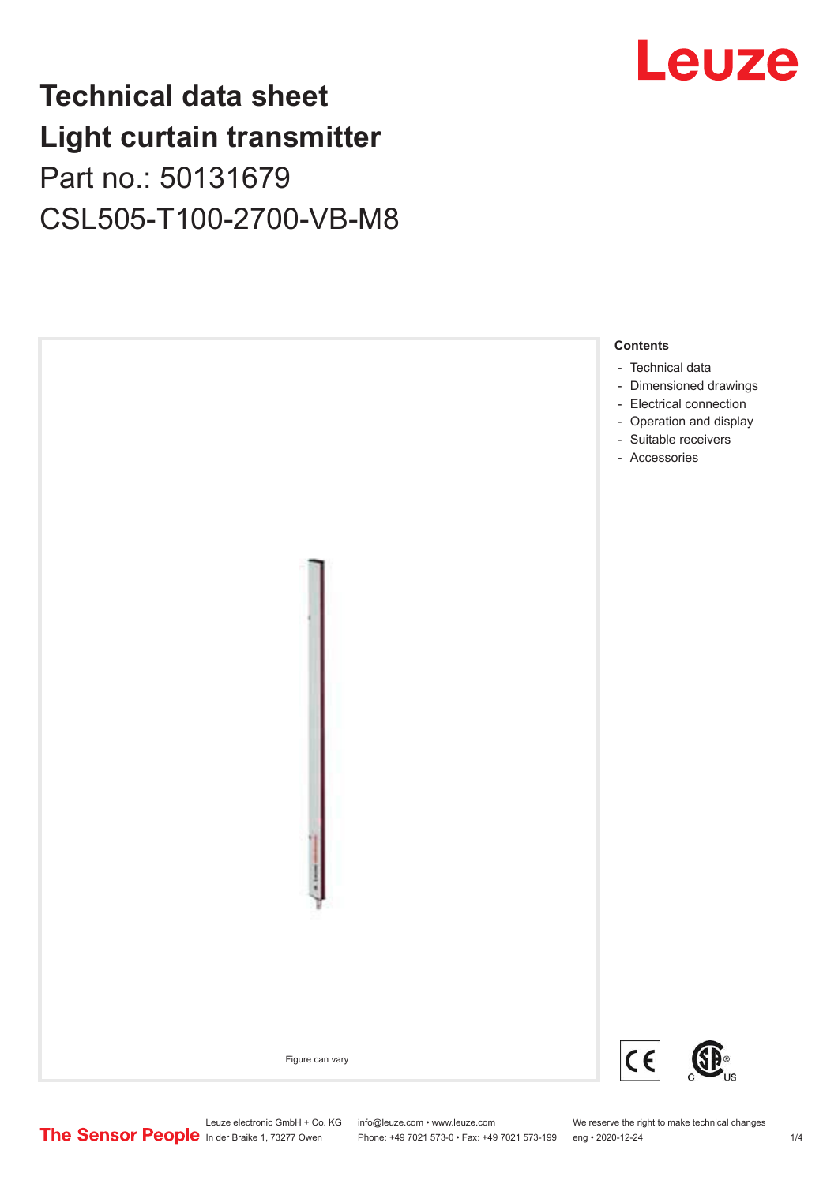# Technical data sheet
# Light curtain transmitter
## Part no.: 50131679
## CSL505-T100-2700-VB-M8

Figure can vary

**Contents**

- Technical data
- Dimensioned drawings
- Electrical connection
- Operation and display
- Suitable receivers
- Accessories

Leuze electronic GmbH + Co. KG
In der Braike 1, 73277 Owen

info@leuze.com • www.leuze.com
Phone: +49 7021 573-0 • Fax: +49 7021 573-199

We reserve the right to make technical changes
eng • 2020-12-24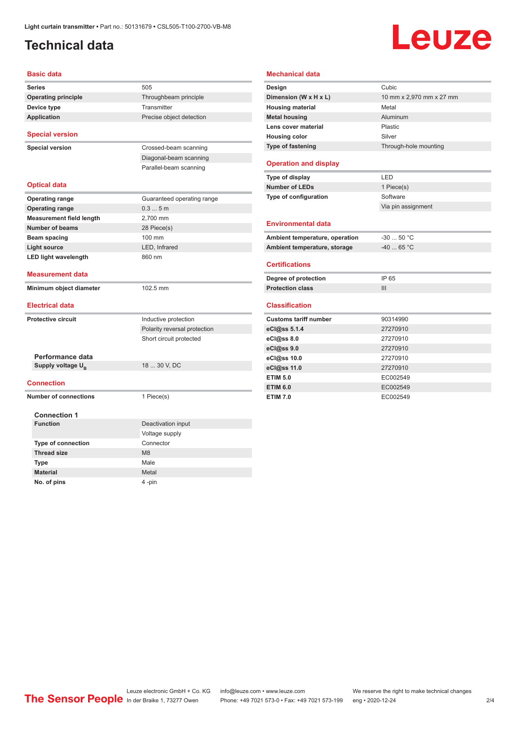# Technical data

## Basic data

| | |
|---|---|
| **Series** | 505 |
| **Operating principle** | Throughbeam principle |
| **Device type** | Transmitter |
| **Application** | Precise object detection |

## Special version

| | |
|---|---|
| **Special version** | Crossed-beam scanning |
| | Diagonal-beam scanning |
| | Parallel-beam scanning |

## Optical data

| | |
|---|---|
| **Operating range** | Guaranteed operating range |
| **Operating range** | 0.3 ... 5 m |
| **Measurement field length** | 2,700 mm |
| **Number of beams** | 28 Piece(s) |
| **Beam spacing** | 100 mm |
| **Light source** | LED, Infrared |
| **LED light wavelength** | 860 nm |

## Measurement data

| | |
|---|---|
| **Minimum object diameter** | 102.5 mm |

## Electrical data

| | |
|---|---|
| **Protective circuit** | Inductive protection |
| | Polarity reversal protection |
| | Short circuit protected |

### Performance data

| | |
|---|---|
| **Supply voltage $U_B$** | 18 ... 30 V, DC |

## Connection

| | |
|---|---|
| **Number of connections** | 1 Piece(s) |

### Connection 1

| | |
|---|---|
| **Function** | Deactivation input |
| | Voltage supply |
| **Type of connection** | Connector |
| **Thread size** | M8 |
| **Type** | Male |
| **Material** | Metal |
| **No. of pins** | 4 -pin |

## Mechanical data

| | |
|---|---|
| **Design** | Cubic |
| **Dimension (W x H x L)** | 10 mm x 2,970 mm x 27 mm |
| **Housing material** | Metal |
| **Metal housing** | Aluminum |
| **Lens cover material** | Plastic |
| **Housing color** | Silver |
| **Type of fastening** | Through-hole mounting |

## Operation and display

| | |
|---|---|
| **Type of display** | LED |
| **Number of LEDs** | 1 Piece(s) |
| **Type of configuration** | Software |
| | Via pin assignment |

## Environmental data

| | |
|---|---|
| **Ambient temperature, operation** | -30 ... 50 °C |
| **Ambient temperature, storage** | -40 ... 65 °C |

## Certifications

| | |
|---|---|
| **Degree of protection** | IP 65 |
| **Protection class** | III |

## Classification

| | |
|---|---|
| **Customs tariff number** | 90314990 |
| **eCl@ss 5.1.4** | 27270910 |
| **eCl@ss 8.0** | 27270910 |
| **eCl@ss 9.0** | 27270910 |
| **eCl@ss 10.0** | 27270910 |
| **eCl@ss 11.0** | 27270910 |
| **ETIM 5.0** | EC002549 |
| **ETIM 6.0** | EC002549 |
| **ETIM 7.0** | EC002549 |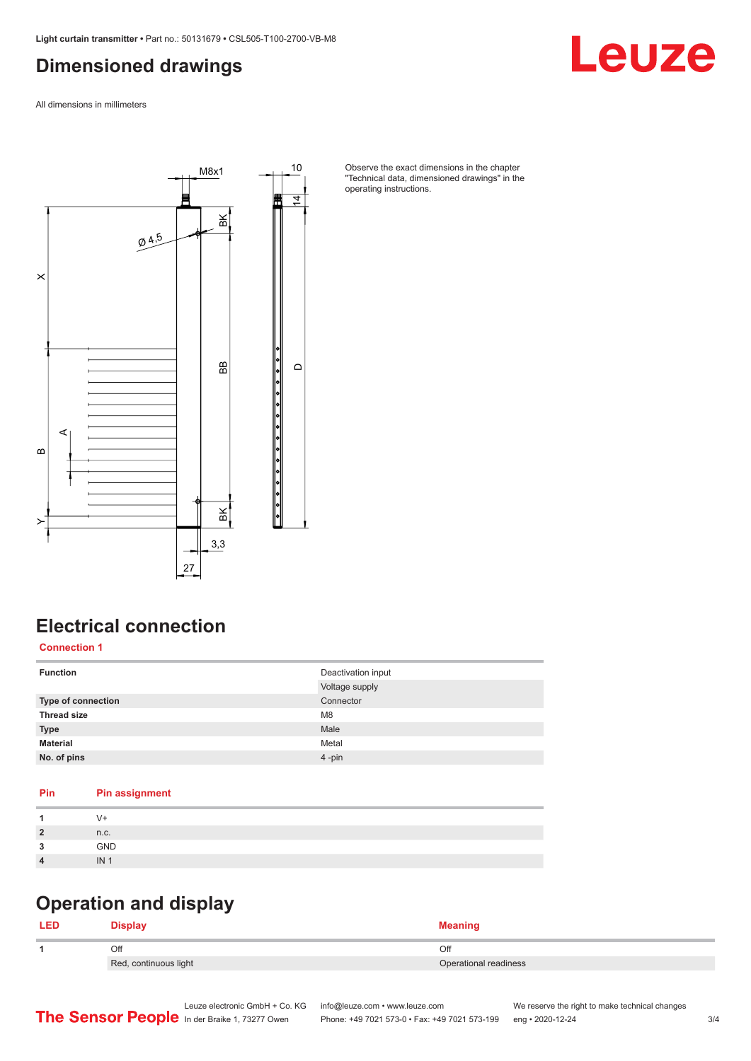# Dimensioned drawings

All dimensions in millimeters

Observe the exact dimensions in the chapter "Technical data, dimensioned drawings" in the operating instructions.

# Electrical connection

## Connection 1

| | |
|---|---|
| **Function** | Deactivation input |
| | Voltage supply |
| **Type of connection** | Connector |
| **Thread size** | M8 |
| **Type** | Male |
| **Material** | Metal |
| **No. of pins** | 4 -pin |

| Pin | Pin assignment |
|---|---|
| **1** | V+ |
| **2** | n.c. |
| **3** | GND |
| **4** | IN 1 |

# Operation and display

| LED | Display | Meaning |
|---|---|---|
| **1** | Off | Off |
| | Red, continuous light | Operational readiness |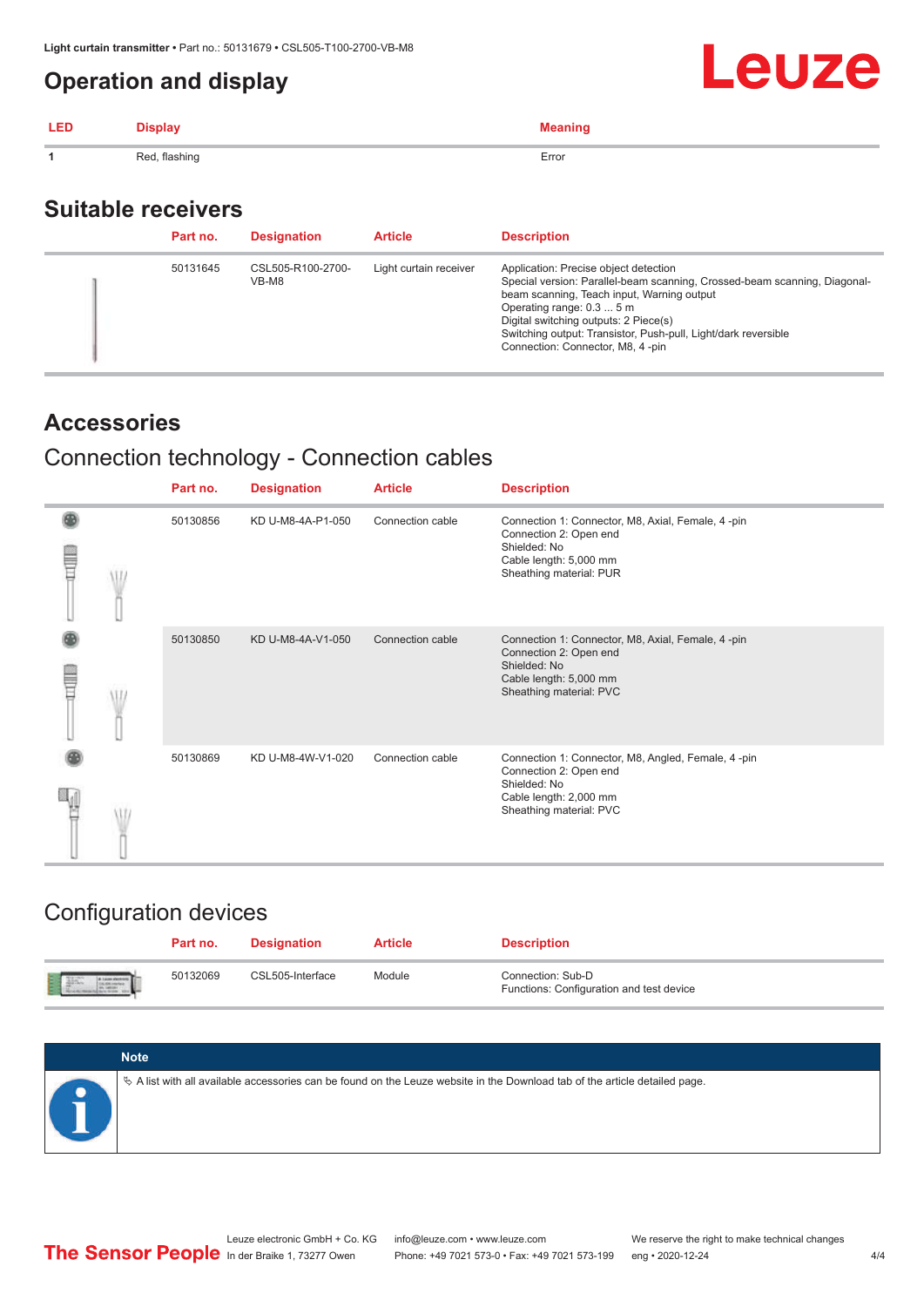# Operation and display

| LED | Display | Meaning |
| --- | --- | --- |
| 1 | Red, flashing | Error |

## Suitable receivers

| | Part no. | Designation | Article | Description |
| --- | --- | --- | --- | --- |
| | 50131645 | CSL505-R100-2700-VB-M8 | Light curtain receiver | Application: Precise object detection<br>Special version: Parallel-beam scanning, Crossed-beam scanning, Diagonal-beam scanning, Teach input, Warning output<br>Operating range: 0.3 ... 5 m<br>Digital switching outputs: 2 Piece(s)<br>Switching output: Transistor, Push-pull, Light/dark reversible<br>Connection: Connector, M8, 4 -pin |

## Accessories

### Connection technology - Connection cables

| | Part no. | Designation | Article | Description |
| --- | --- | --- | --- | --- |
| | 50130856 | KD U-M8-4A-P1-050 | Connection cable | Connection 1: Connector, M8, Axial, Female, 4 -pin<br>Connection 2: Open end<br>Shielded: No<br>Cable length: 5,000 mm<br>Sheathing material: PUR |
| | 50130850 | KD U-M8-4A-V1-050 | Connection cable | Connection 1: Connector, M8, Axial, Female, 4 -pin<br>Connection 2: Open end<br>Shielded: No<br>Cable length: 5,000 mm<br>Sheathing material: PVC |
| | 50130869 | KD U-M8-4W-V1-020 | Connection cable | Connection 1: Connector, M8, Angled, Female, 4 -pin<br>Connection 2: Open end<br>Shielded: No<br>Cable length: 2,000 mm<br>Sheathing material: PVC |

### Configuration devices

| | Part no. | Designation | Article | Description |
| --- | --- | --- | --- | --- |
| | 50132069 | CSL505-Interface | Module | Connection: Sub-D<br>Functions: Configuration and test device |

**Note**

↳ A list with all available accessories can be found on the Leuze website in the Download tab of the article detailed page.